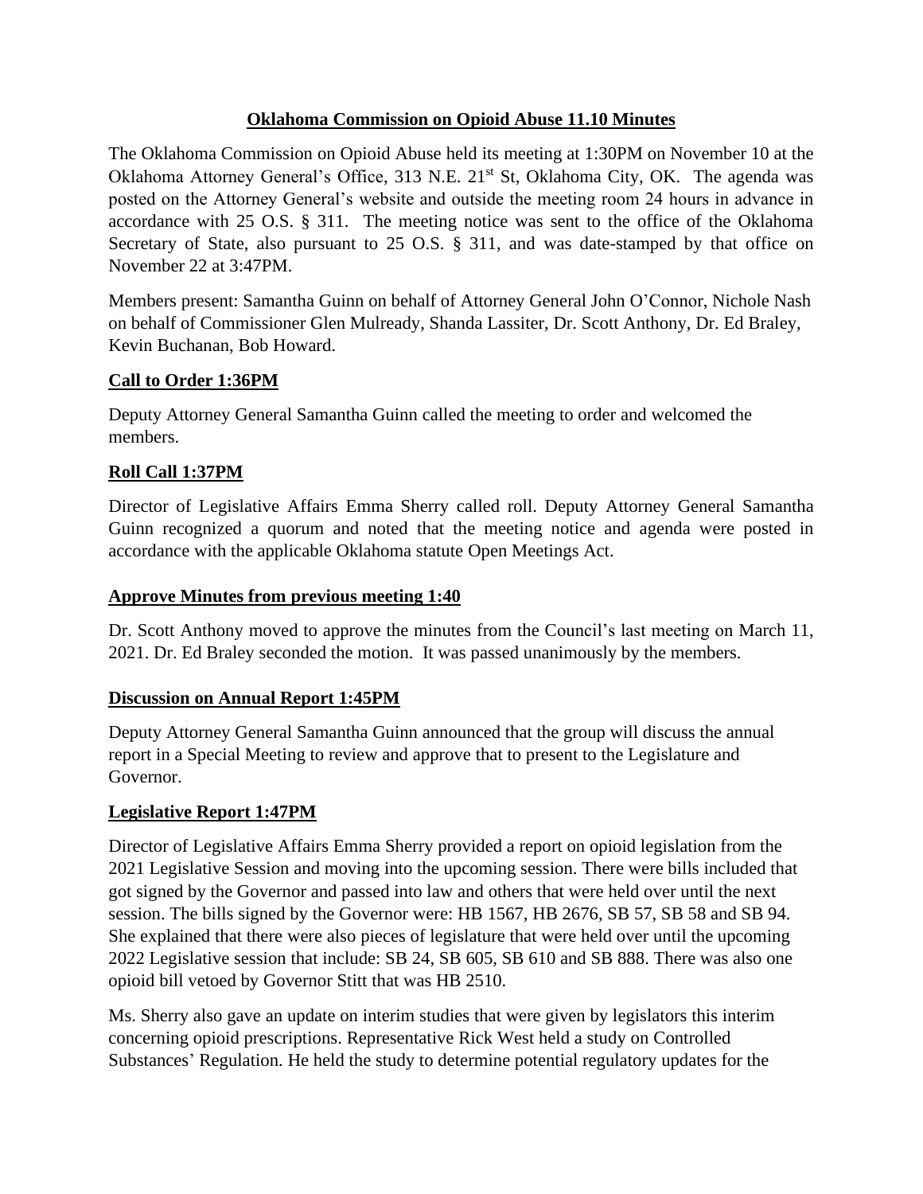**Oklahoma Commission on Opioid Abuse 11.10 Minutes**

The Oklahoma Commission on Opioid Abuse held its meeting at 1:30PM on November 10 at the Oklahoma Attorney General's Office, 313 N.E. 21st St, Oklahoma City, OK. The agenda was posted on the Attorney General's website and outside the meeting room 24 hours in advance in accordance with 25 O.S. § 311. The meeting notice was sent to the office of the Oklahoma Secretary of State, also pursuant to 25 O.S. § 311, and was date-stamped by that office on November 22 at 3:47PM.

Members present: Samantha Guinn on behalf of Attorney General John O'Connor, Nichole Nash on behalf of Commissioner Glen Mulready, Shanda Lassiter, Dr. Scott Anthony, Dr. Ed Braley, Kevin Buchanan, Bob Howard.

**Call to Order 1:36PM**

Deputy Attorney General Samantha Guinn called the meeting to order and welcomed the members.

**Roll Call 1:37PM**

Director of Legislative Affairs Emma Sherry called roll. Deputy Attorney General Samantha Guinn recognized a quorum and noted that the meeting notice and agenda were posted in accordance with the applicable Oklahoma statute Open Meetings Act.

**Approve Minutes from previous meeting 1:40**

Dr. Scott Anthony moved to approve the minutes from the Council's last meeting on March 11, 2021. Dr. Ed Braley seconded the motion. It was passed unanimously by the members.

**Discussion on Annual Report 1:45PM**

Deputy Attorney General Samantha Guinn announced that the group will discuss the annual report in a Special Meeting to review and approve that to present to the Legislature and Governor.

**Legislative Report 1:47PM**

Director of Legislative Affairs Emma Sherry provided a report on opioid legislation from the 2021 Legislative Session and moving into the upcoming session. There were bills included that got signed by the Governor and passed into law and others that were held over until the next session. The bills signed by the Governor were: HB 1567, HB 2676, SB 57, SB 58 and SB 94. She explained that there were also pieces of legislature that were held over until the upcoming 2022 Legislative session that include: SB 24, SB 605, SB 610 and SB 888. There was also one opioid bill vetoed by Governor Stitt that was HB 2510.

Ms. Sherry also gave an update on interim studies that were given by legislators this interim concerning opioid prescriptions. Representative Rick West held a study on Controlled Substances' Regulation. He held the study to determine potential regulatory updates for the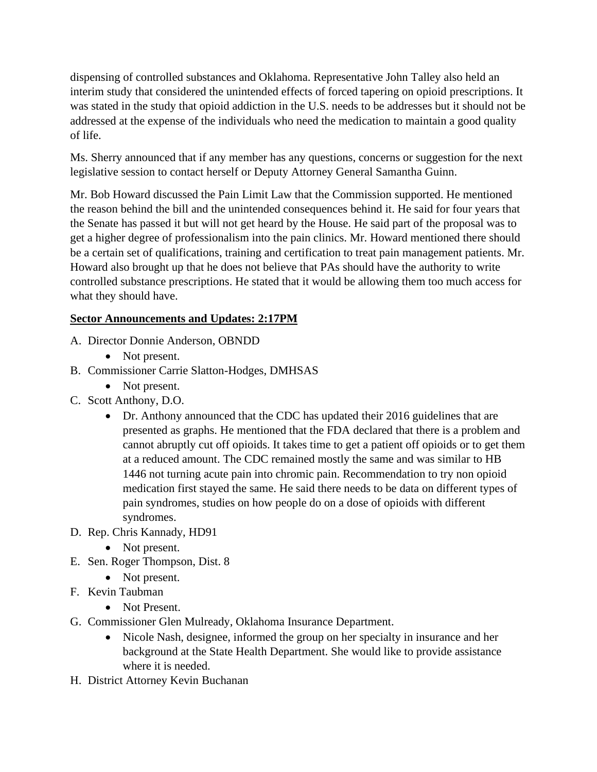dispensing of controlled substances and Oklahoma. Representative John Talley also held an interim study that considered the unintended effects of forced tapering on opioid prescriptions. It was stated in the study that opioid addiction in the U.S. needs to be addresses but it should not be addressed at the expense of the individuals who need the medication to maintain a good quality of life.

Ms. Sherry announced that if any member has any questions, concerns or suggestion for the next legislative session to contact herself or Deputy Attorney General Samantha Guinn.

Mr. Bob Howard discussed the Pain Limit Law that the Commission supported. He mentioned the reason behind the bill and the unintended consequences behind it. He said for four years that the Senate has passed it but will not get heard by the House. He said part of the proposal was to get a higher degree of professionalism into the pain clinics. Mr. Howard mentioned there should be a certain set of qualifications, training and certification to treat pain management patients. Mr. Howard also brought up that he does not believe that PAs should have the authority to write controlled substance prescriptions. He stated that it would be allowing them too much access for what they should have.

**Sector Announcements and Updates: 2:17PM**

A. Director Donnie Anderson, OBNDD
    - Not present.
B. Commissioner Carrie Slatton-Hodges, DMHSAS
    - Not present.
C. Scott Anthony, D.O.
    - Dr. Anthony announced that the CDC has updated their 2016 guidelines that are presented as graphs. He mentioned that the FDA declared that there is a problem and cannot abruptly cut off opioids. It takes time to get a patient off opioids or to get them at a reduced amount. The CDC remained mostly the same and was similar to HB 1446 not turning acute pain into chromic pain. Recommendation to try non opioid medication first stayed the same. He said there needs to be data on different types of pain syndromes, studies on how people do on a dose of opioids with different syndromes.
D. Rep. Chris Kannady, HD91
    - Not present.
E. Sen. Roger Thompson, Dist. 8
    - Not present.
F. Kevin Taubman
    - Not Present.
G. Commissioner Glen Mulready, Oklahoma Insurance Department.
    - Nicole Nash, designee, informed the group on her specialty in insurance and her background at the State Health Department. She would like to provide assistance where it is needed.
H. District Attorney Kevin Buchanan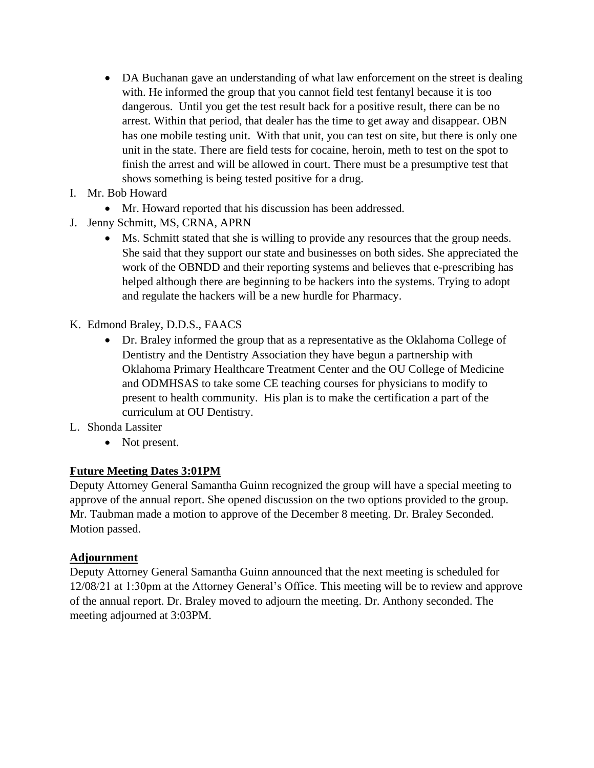- DA Buchanan gave an understanding of what law enforcement on the street is dealing with. He informed the group that you cannot field test fentanyl because it is too dangerous. Until you get the test result back for a positive result, there can be no arrest. Within that period, that dealer has the time to get away and disappear. OBN has one mobile testing unit. With that unit, you can test on site, but there is only one unit in the state. There are field tests for cocaine, heroin, meth to test on the spot to finish the arrest and will be allowed in court. There must be a presumptive test that shows something is being tested positive for a drug.

I. Mr. Bob Howard
   - Mr. Howard reported that his discussion has been addressed.

J. Jenny Schmitt, MS, CRNA, APRN
   - Ms. Schmitt stated that she is willing to provide any resources that the group needs. She said that they support our state and businesses on both sides. She appreciated the work of the OBNDD and their reporting systems and believes that e-prescribing has helped although there are beginning to be hackers into the systems. Trying to adopt and regulate the hackers will be a new hurdle for Pharmacy.

K. Edmond Braley, D.D.S., FAACS
   - Dr. Braley informed the group that as a representative as the Oklahoma College of Dentistry and the Dentistry Association they have begun a partnership with Oklahoma Primary Healthcare Treatment Center and the OU College of Medicine and ODMHSAS to take some CE teaching courses for physicians to modify to present to health community. His plan is to make the certification a part of the curriculum at OU Dentistry.

L. Shonda Lassiter
   - Not present.

## Future Meeting Dates 3:01PM

Deputy Attorney General Samantha Guinn recognized the group will have a special meeting to approve of the annual report. She opened discussion on the two options provided to the group. Mr. Taubman made a motion to approve of the December 8 meeting. Dr. Braley Seconded. Motion passed.

## Adjournment

Deputy Attorney General Samantha Guinn announced that the next meeting is scheduled for 12/08/21 at 1:30pm at the Attorney General's Office. This meeting will be to review and approve of the annual report. Dr. Braley moved to adjourn the meeting. Dr. Anthony seconded. The meeting adjourned at 3:03PM.